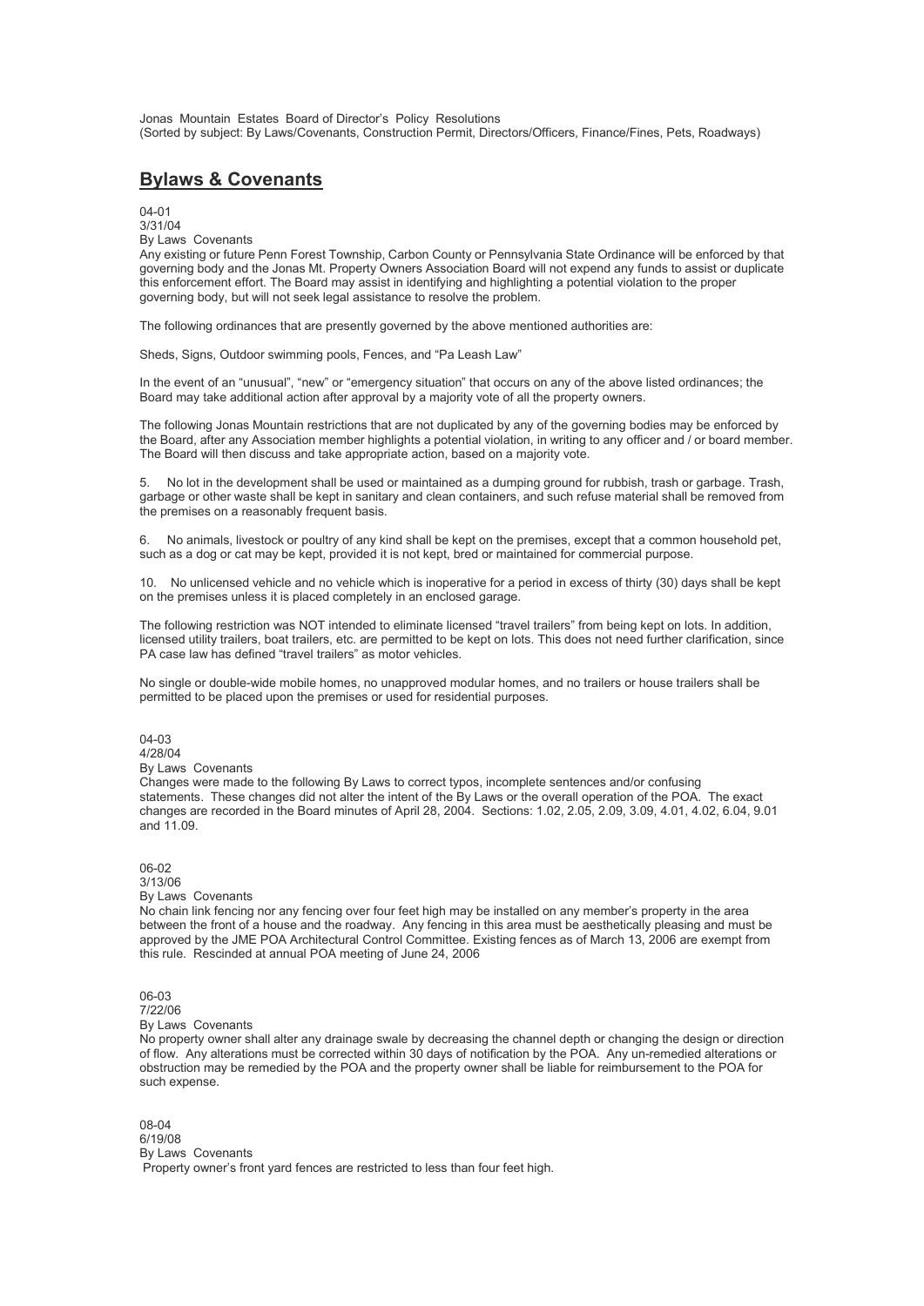Jonas Mountain Estates Board of Director's Policy Resolutions
(Sorted by subject: By Laws/Covenants, Construction Permit, Directors/Officers, Finance/Fines, Pets, Roadways)

## Bylaws & Covenants

04-01
3/31/04
By Laws Covenants
Any existing or future Penn Forest Township, Carbon County or Pennsylvania State Ordinance will be enforced by that governing body and the Jonas Mt. Property Owners Association Board will not expend any funds to assist or duplicate this enforcement effort. The Board may assist in identifying and highlighting a potential violation to the proper governing body, but will not seek legal assistance to resolve the problem.

The following ordinances that are presently governed by the above mentioned authorities are:

Sheds, Signs, Outdoor swimming pools, Fences, and "Pa Leash Law"

In the event of an "unusual", "new" or "emergency situation" that occurs on any of the above listed ordinances; the Board may take additional action after approval by a majority vote of all the property owners.

The following Jonas Mountain restrictions that are not duplicated by any of the governing bodies may be enforced by the Board, after any Association member highlights a potential violation, in writing to any officer and / or board member. The Board will then discuss and take appropriate action, based on a majority vote.

5. No lot in the development shall be used or maintained as a dumping ground for rubbish, trash or garbage. Trash, garbage or other waste shall be kept in sanitary and clean containers, and such refuse material shall be removed from the premises on a reasonably frequent basis.

6. No animals, livestock or poultry of any kind shall be kept on the premises, except that a common household pet, such as a dog or cat may be kept, provided it is not kept, bred or maintained for commercial purpose.

10. No unlicensed vehicle and no vehicle which is inoperative for a period in excess of thirty (30) days shall be kept on the premises unless it is placed completely in an enclosed garage.

The following restriction was NOT intended to eliminate licensed "travel trailers" from being kept on lots. In addition, licensed utility trailers, boat trailers, etc. are permitted to be kept on lots. This does not need further clarification, since PA case law has defined "travel trailers" as motor vehicles.

No single or double-wide mobile homes, no unapproved modular homes, and no trailers or house trailers shall be permitted to be placed upon the premises or used for residential purposes.

04-03
4/28/04
By Laws Covenants
Changes were made to the following By Laws to correct typos, incomplete sentences and/or confusing statements. These changes did not alter the intent of the By Laws or the overall operation of the POA. The exact changes are recorded in the Board minutes of April 28, 2004. Sections: 1.02, 2.05, 2.09, 3.09, 4.01, 4.02, 6.04, 9.01 and 11.09.

06-02
3/13/06
By Laws Covenants
No chain link fencing nor any fencing over four feet high may be installed on any member's property in the area between the front of a house and the roadway. Any fencing in this area must be aesthetically pleasing and must be approved by the JME POA Architectural Control Committee. Existing fences as of March 13, 2006 are exempt from this rule. Rescinded at annual POA meeting of June 24, 2006

06-03
7/22/06
By Laws Covenants
No property owner shall alter any drainage swale by decreasing the channel depth or changing the design or direction of flow. Any alterations must be corrected within 30 days of notification by the POA. Any un-remedied alterations or obstruction may be remedied by the POA and the property owner shall be liable for reimbursement to the POA for such expense.

08-04
6/19/08
By Laws Covenants
Property owner's front yard fences are restricted to less than four feet high.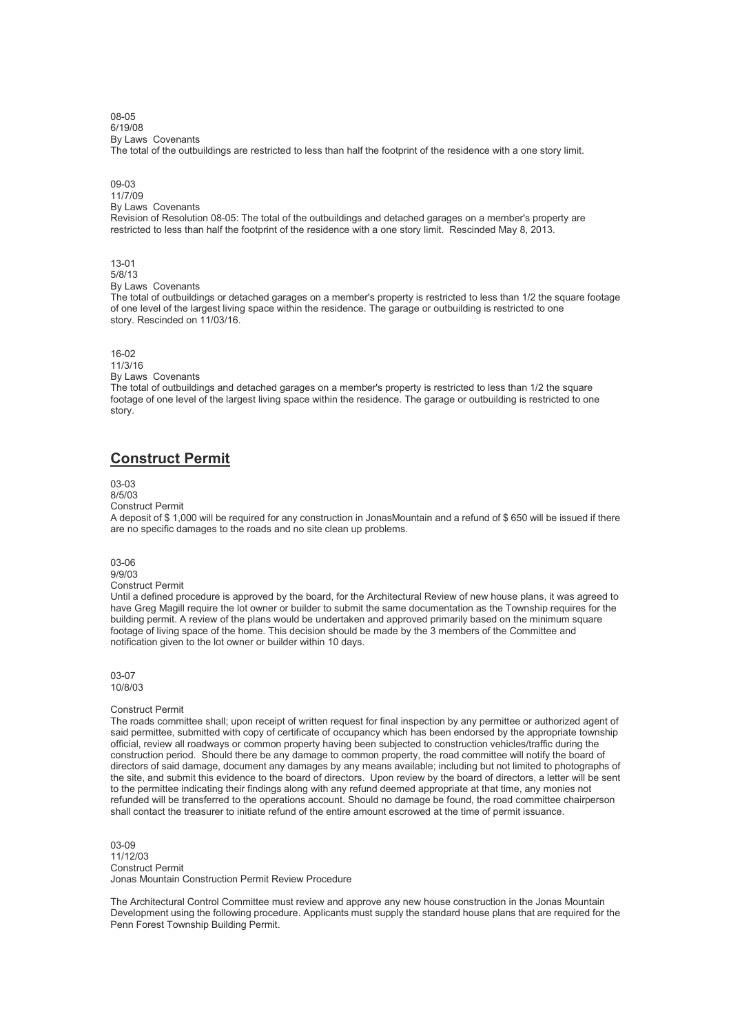08-05
6/19/08
By Laws Covenants
The total of the outbuildings are restricted to less than half the footprint of the residence with a one story limit.

09-03
11/7/09
By Laws Covenants
Revision of Resolution 08-05: The total of the outbuildings and detached garages on a member's property are restricted to less than half the footprint of the residence with a one story limit. Rescinded May 8, 2013.

13-01
5/8/13
By Laws Covenants
The total of outbuildings or detached garages on a member's property is restricted to less than 1/2 the square footage of one level of the largest living space within the residence. The garage or outbuilding is restricted to one story. Rescinded on 11/03/16.

16-02
11/3/16
By Laws Covenants
The total of outbuildings and detached garages on a member's property is restricted to less than 1/2 the square footage of one level of the largest living space within the residence. The garage or outbuilding is restricted to one story.

## Construct Permit

03-03
8/5/03
Construct Permit
A deposit of $ 1,000 will be required for any construction in JonasMountain and a refund of $ 650 will be issued if there are no specific damages to the roads and no site clean up problems.

03-06
9/9/03
Construct Permit
Until a defined procedure is approved by the board, for the Architectural Review of new house plans, it was agreed to have Greg Magill require the lot owner or builder to submit the same documentation as the Township requires for the building permit. A review of the plans would be undertaken and approved primarily based on the minimum square footage of living space of the home. This decision should be made by the 3 members of the Committee and notification given to the lot owner or builder within 10 days.

03-07
10/8/03

Construct Permit
The roads committee shall; upon receipt of written request for final inspection by any permittee or authorized agent of said permittee, submitted with copy of certificate of occupancy which has been endorsed by the appropriate township official, review all roadways or common property having been subjected to construction vehicles/traffic during the construction period. Should there be any damage to common property, the road committee will notify the board of directors of said damage, document any damages by any means available; including but not limited to photographs of the site, and submit this evidence to the board of directors. Upon review by the board of directors, a letter will be sent to the permittee indicating their findings along with any refund deemed appropriate at that time, any monies not refunded will be transferred to the operations account. Should no damage be found, the road committee chairperson shall contact the treasurer to initiate refund of the entire amount escrowed at the time of permit issuance.

03-09
11/12/03
Construct Permit
Jonas Mountain Construction Permit Review Procedure

The Architectural Control Committee must review and approve any new house construction in the Jonas Mountain Development using the following procedure. Applicants must supply the standard house plans that are required for the Penn Forest Township Building Permit.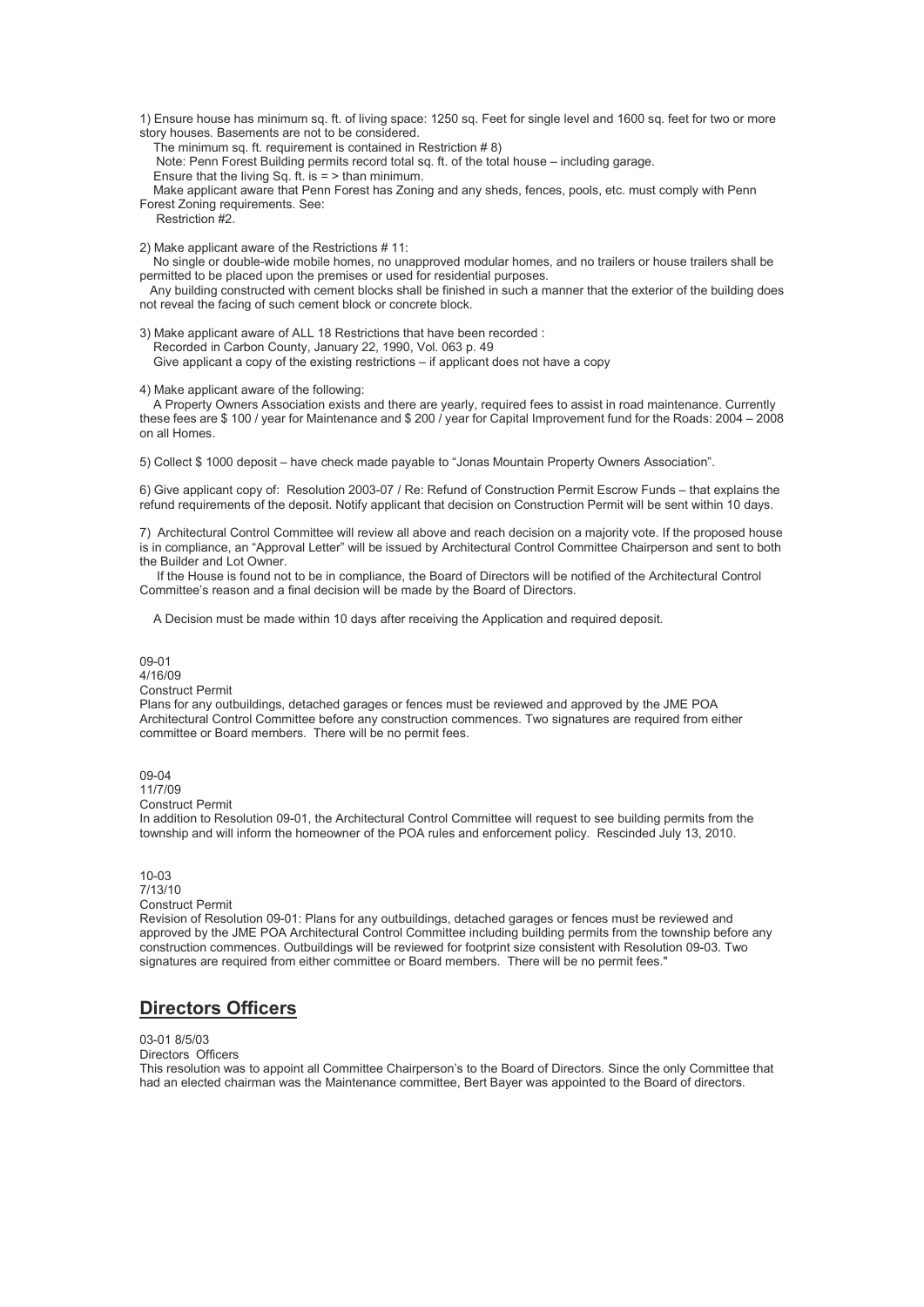1) Ensure house has minimum sq. ft. of living space: 1250 sq. Feet for single level and 1600 sq. feet for two or more story houses. Basements are not to be considered.

The minimum sq. ft. requirement is contained in Restriction # 8)

Note: Penn Forest Building permits record total sq. ft. of the total house – including garage.

Ensure that the living Sq. ft. is = > than minimum.

Make applicant aware that Penn Forest has Zoning and any sheds, fences, pools, etc. must comply with Penn Forest Zoning requirements. See:

Restriction #2.

2) Make applicant aware of the Restrictions # 11:

No single or double-wide mobile homes, no unapproved modular homes, and no trailers or house trailers shall be permitted to be placed upon the premises or used for residential purposes.

Any building constructed with cement blocks shall be finished in such a manner that the exterior of the building does not reveal the facing of such cement block or concrete block.

3) Make applicant aware of ALL 18 Restrictions that have been recorded :

Recorded in Carbon County, January 22, 1990, Vol. 063 p. 49

Give applicant a copy of the existing restrictions – if applicant does not have a copy

4) Make applicant aware of the following:

A Property Owners Association exists and there are yearly, required fees to assist in road maintenance. Currently these fees are $ 100 / year for Maintenance and $ 200 / year for Capital Improvement fund for the Roads: 2004 – 2008 on all Homes.

5) Collect $ 1000 deposit – have check made payable to "Jonas Mountain Property Owners Association".

6) Give applicant copy of: Resolution 2003-07 / Re: Refund of Construction Permit Escrow Funds – that explains the refund requirements of the deposit. Notify applicant that decision on Construction Permit will be sent within 10 days.

7) Architectural Control Committee will review all above and reach decision on a majority vote. If the proposed house is in compliance, an "Approval Letter" will be issued by Architectural Control Committee Chairperson and sent to both the Builder and Lot Owner.

If the House is found not to be in compliance, the Board of Directors will be notified of the Architectural Control Committee's reason and a final decision will be made by the Board of Directors.

A Decision must be made within 10 days after receiving the Application and required deposit.

09-01
4/16/09
Construct Permit
Plans for any outbuildings, detached garages or fences must be reviewed and approved by the JME POA Architectural Control Committee before any construction commences. Two signatures are required from either committee or Board members. There will be no permit fees.

09-04
11/7/09
Construct Permit
In addition to Resolution 09-01, the Architectural Control Committee will request to see building permits from the township and will inform the homeowner of the POA rules and enforcement policy. Rescinded July 13, 2010.

10-03
7/13/10
Construct Permit
Revision of Resolution 09-01: Plans for any outbuildings, detached garages or fences must be reviewed and approved by the JME POA Architectural Control Committee including building permits from the township before any construction commences. Outbuildings will be reviewed for footprint size consistent with Resolution 09-03. Two signatures are required from either committee or Board members. There will be no permit fees."

## Directors Officers

03-01 8/5/03
Directors Officers
This resolution was to appoint all Committee Chairperson's to the Board of Directors. Since the only Committee that had an elected chairman was the Maintenance committee, Bert Bayer was appointed to the Board of directors.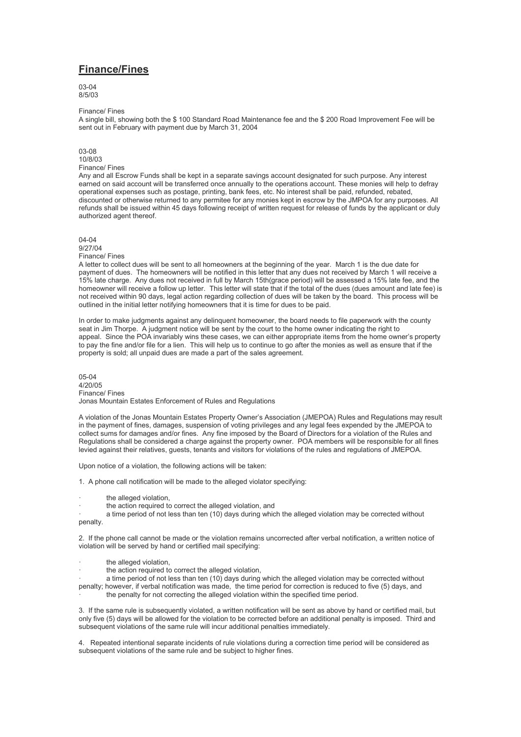# Finance/Fines

03-04
8/5/03

Finance/ Fines
A single bill, showing both the $ 100 Standard Road Maintenance fee and the $ 200 Road Improvement Fee will be sent out in February with payment due by March 31, 2004

03-08
10/8/03
Finance/ Fines
Any and all Escrow Funds shall be kept in a separate savings account designated for such purpose. Any interest earned on said account will be transferred once annually to the operations account. These monies will help to defray operational expenses such as postage, printing, bank fees, etc. No interest shall be paid, refunded, rebated, discounted or otherwise returned to any permitee for any monies kept in escrow by the JMPOA for any purposes. All refunds shall be issued within 45 days following receipt of written request for release of funds by the applicant or duly authorized agent thereof.

04-04
9/27/04
Finance/ Fines
A letter to collect dues will be sent to all homeowners at the beginning of the year. March 1 is the due date for payment of dues. The homeowners will be notified in this letter that any dues not received by March 1 will receive a 15% late charge. Any dues not received in full by March 15th(grace period) will be assessed a 15% late fee, and the homeowner will receive a follow up letter. This letter will state that if the total of the dues (dues amount and late fee) is not received within 90 days, legal action regarding collection of dues will be taken by the board. This process will be outlined in the initial letter notifying homeowners that it is time for dues to be paid.

In order to make judgments against any delinquent homeowner, the board needs to file paperwork with the county seat in Jim Thorpe. A judgment notice will be sent by the court to the home owner indicating the right to appeal. Since the POA invariably wins these cases, we can either appropriate items from the home owner's property to pay the fine and/or file for a lien. This will help us to continue to go after the monies as well as ensure that if the property is sold; all unpaid dues are made a part of the sales agreement.

05-04
4/20/05
Finance/ Fines
Jonas Mountain Estates Enforcement of Rules and Regulations

A violation of the Jonas Mountain Estates Property Owner's Association (JMEPOA) Rules and Regulations may result in the payment of fines, damages, suspension of voting privileges and any legal fees expended by the JMEPOA to collect sums for damages and/or fines. Any fine imposed by the Board of Directors for a violation of the Rules and Regulations shall be considered a charge against the property owner. POA members will be responsible for all fines levied against their relatives, guests, tenants and visitors for violations of the rules and regulations of JMEPOA.

Upon notice of a violation, the following actions will be taken:

1. A phone call notification will be made to the alleged violator specifying:

- the alleged violation,
- the action required to correct the alleged violation, and
- a time period of not less than ten (10) days during which the alleged violation may be corrected without penalty.

2. If the phone call cannot be made or the violation remains uncorrected after verbal notification, a written notice of violation will be served by hand or certified mail specifying:

- the alleged violation,
- the action required to correct the alleged violation,
- a time period of not less than ten (10) days during which the alleged violation may be corrected without penalty; however, if verbal notification was made, the time period for correction is reduced to five (5) days, and
- the penalty for not correcting the alleged violation within the specified time period.

3. If the same rule is subsequently violated, a written notification will be sent as above by hand or certified mail, but only five (5) days will be allowed for the violation to be corrected before an additional penalty is imposed. Third and subsequent violations of the same rule will incur additional penalties immediately.

4. Repeated intentional separate incidents of rule violations during a correction time period will be considered as subsequent violations of the same rule and be subject to higher fines.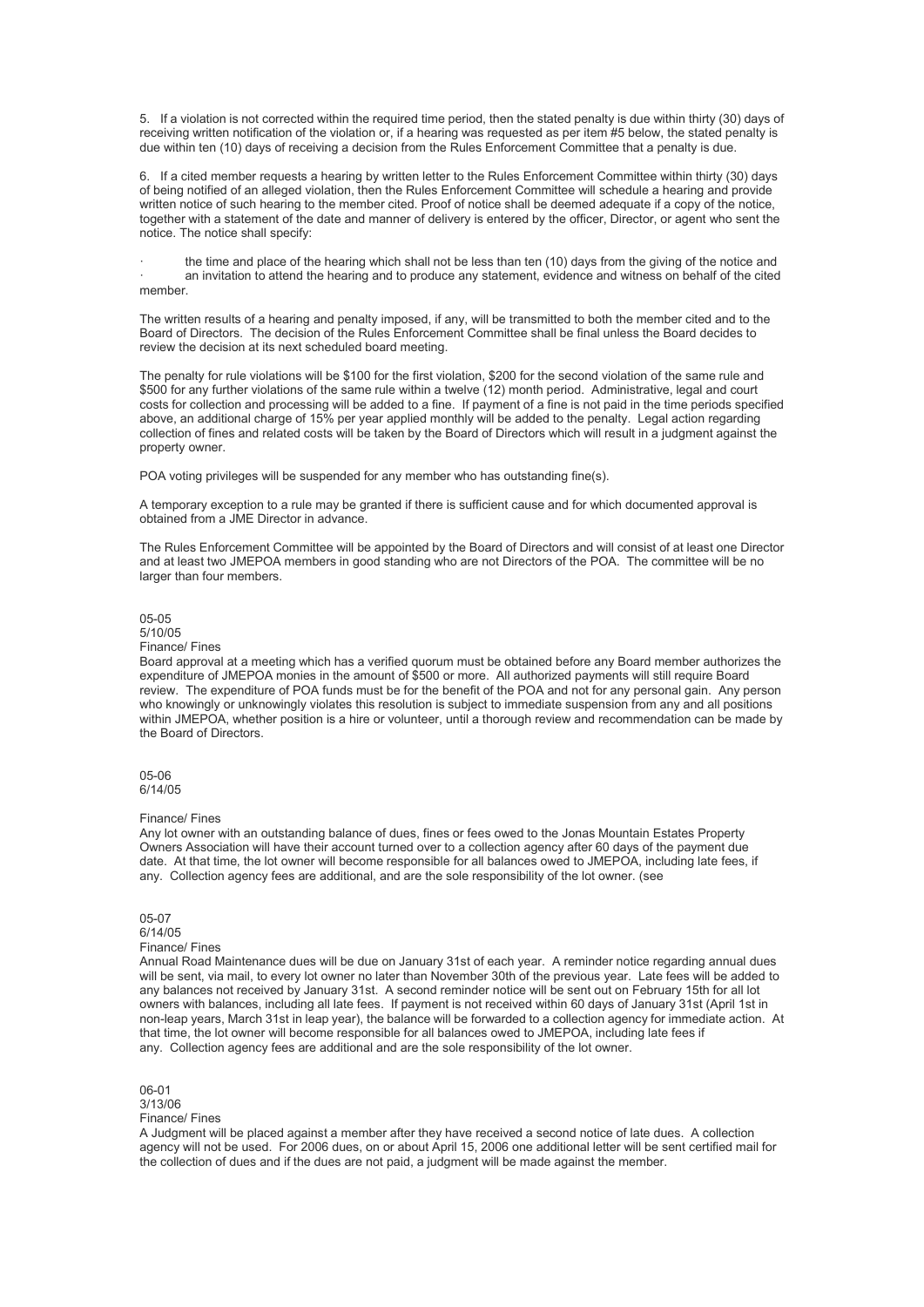5. If a violation is not corrected within the required time period, then the stated penalty is due within thirty (30) days of receiving written notification of the violation or, if a hearing was requested as per item #5 below, the stated penalty is due within ten (10) days of receiving a decision from the Rules Enforcement Committee that a penalty is due.

6. If a cited member requests a hearing by written letter to the Rules Enforcement Committee within thirty (30) days of being notified of an alleged violation, then the Rules Enforcement Committee will schedule a hearing and provide written notice of such hearing to the member cited. Proof of notice shall be deemed adequate if a copy of the notice, together with a statement of the date and manner of delivery is entered by the officer, Director, or agent who sent the notice. The notice shall specify:

- the time and place of the hearing which shall not be less than ten (10) days from the giving of the notice and
- an invitation to attend the hearing and to produce any statement, evidence and witness on behalf of the cited member.

The written results of a hearing and penalty imposed, if any, will be transmitted to both the member cited and to the Board of Directors. The decision of the Rules Enforcement Committee shall be final unless the Board decides to review the decision at its next scheduled board meeting.

The penalty for rule violations will be $100 for the first violation, $200 for the second violation of the same rule and $500 for any further violations of the same rule within a twelve (12) month period. Administrative, legal and court costs for collection and processing will be added to a fine. If payment of a fine is not paid in the time periods specified above, an additional charge of 15% per year applied monthly will be added to the penalty. Legal action regarding collection of fines and related costs will be taken by the Board of Directors which will result in a judgment against the property owner.

POA voting privileges will be suspended for any member who has outstanding fine(s).

A temporary exception to a rule may be granted if there is sufficient cause and for which documented approval is obtained from a JME Director in advance.

The Rules Enforcement Committee will be appointed by the Board of Directors and will consist of at least one Director and at least two JMEPOA members in good standing who are not Directors of the POA. The committee will be no larger than four members.

05-05
5/10/05
Finance/ Fines
Board approval at a meeting which has a verified quorum must be obtained before any Board member authorizes the expenditure of JMEPOA monies in the amount of $500 or more. All authorized payments will still require Board review. The expenditure of POA funds must be for the benefit of the POA and not for any personal gain. Any person who knowingly or unknowingly violates this resolution is subject to immediate suspension from any and all positions within JMEPOA, whether position is a hire or volunteer, until a thorough review and recommendation can be made by the Board of Directors.

05-06
6/14/05

Finance/ Fines
Any lot owner with an outstanding balance of dues, fines or fees owed to the Jonas Mountain Estates Property Owners Association will have their account turned over to a collection agency after 60 days of the payment due date. At that time, the lot owner will become responsible for all balances owed to JMEPOA, including late fees, if any. Collection agency fees are additional, and are the sole responsibility of the lot owner. (see

05-07
6/14/05
Finance/ Fines
Annual Road Maintenance dues will be due on January 31st of each year. A reminder notice regarding annual dues will be sent, via mail, to every lot owner no later than November 30th of the previous year. Late fees will be added to any balances not received by January 31st. A second reminder notice will be sent out on February 15th for all lot owners with balances, including all late fees. If payment is not received within 60 days of January 31st (April 1st in non-leap years, March 31st in leap year), the balance will be forwarded to a collection agency for immediate action. At that time, the lot owner will become responsible for all balances owed to JMEPOA, including late fees if any. Collection agency fees are additional and are the sole responsibility of the lot owner.

06-01
3/13/06
Finance/ Fines
A Judgment will be placed against a member after they have received a second notice of late dues. A collection agency will not be used. For 2006 dues, on or about April 15, 2006 one additional letter will be sent certified mail for the collection of dues and if the dues are not paid, a judgment will be made against the member.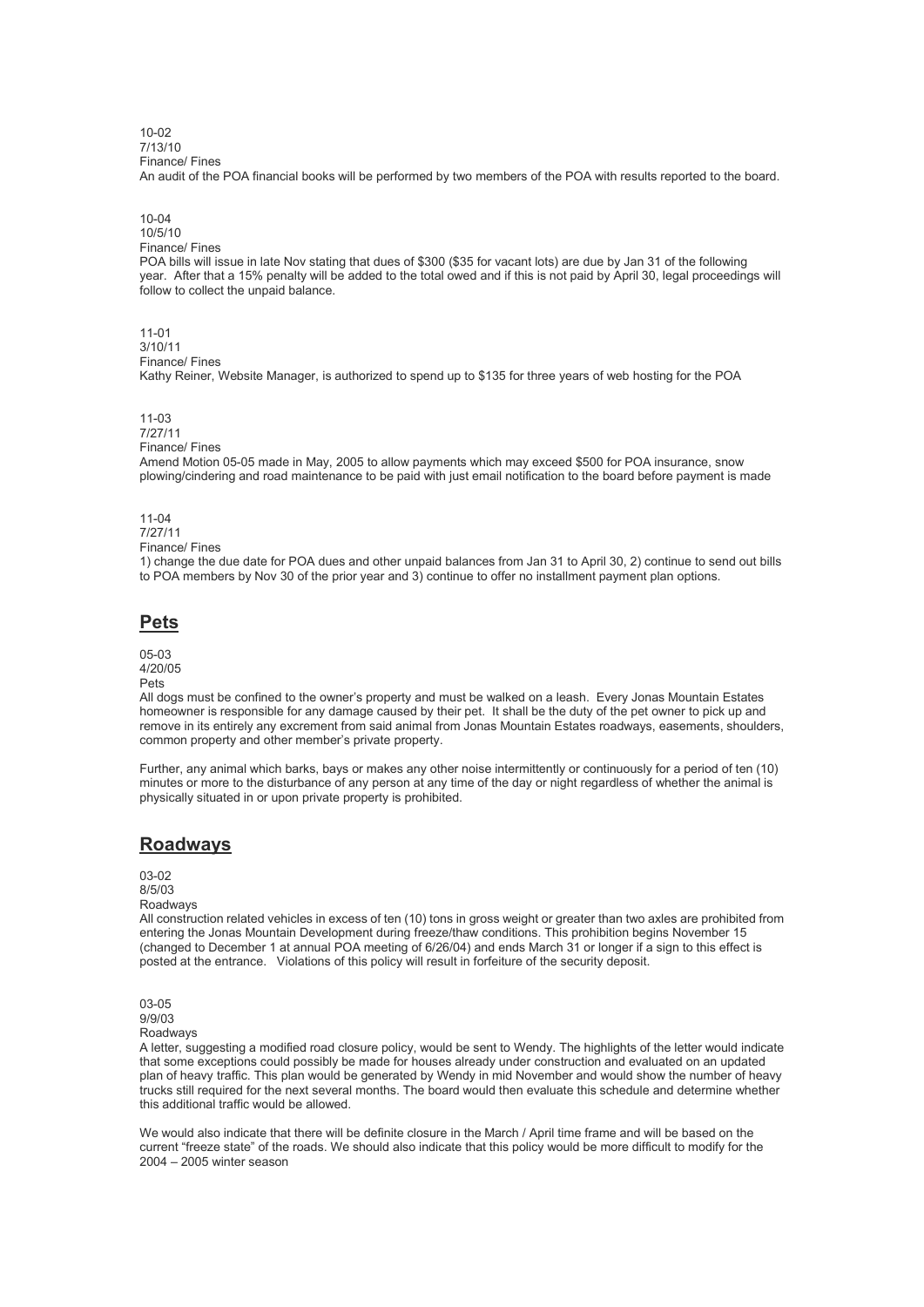10-02
7/13/10
Finance/ Fines
An audit of the POA financial books will be performed by two members of the POA with results reported to the board.

10-04
10/5/10
Finance/ Fines
POA bills will issue in late Nov stating that dues of $300 ($35 for vacant lots) are due by Jan 31 of the following year. After that a 15% penalty will be added to the total owed and if this is not paid by April 30, legal proceedings will follow to collect the unpaid balance.

11-01
3/10/11
Finance/ Fines
Kathy Reiner, Website Manager, is authorized to spend up to $135 for three years of web hosting for the POA

11-03
7/27/11
Finance/ Fines
Amend Motion 05-05 made in May, 2005 to allow payments which may exceed $500 for POA insurance, snow plowing/cindering and road maintenance to be paid with just email notification to the board before payment is made

11-04
7/27/11
Finance/ Fines
1) change the due date for POA dues and other unpaid balances from Jan 31 to April 30, 2) continue to send out bills to POA members by Nov 30 of the prior year and 3) continue to offer no installment payment plan options.

## Pets

05-03
4/20/05
Pets
All dogs must be confined to the owner's property and must be walked on a leash. Every Jonas Mountain Estates homeowner is responsible for any damage caused by their pet. It shall be the duty of the pet owner to pick up and remove in its entirely any excrement from said animal from Jonas Mountain Estates roadways, easements, shoulders, common property and other member's private property.

Further, any animal which barks, bays or makes any other noise intermittently or continuously for a period of ten (10) minutes or more to the disturbance of any person at any time of the day or night regardless of whether the animal is physically situated in or upon private property is prohibited.

## Roadways

03-02
8/5/03
Roadways
All construction related vehicles in excess of ten (10) tons in gross weight or greater than two axles are prohibited from entering the Jonas Mountain Development during freeze/thaw conditions. This prohibition begins November 15 (changed to December 1 at annual POA meeting of 6/26/04) and ends March 31 or longer if a sign to this effect is posted at the entrance. Violations of this policy will result in forfeiture of the security deposit.

03-05
9/9/03
Roadways
A letter, suggesting a modified road closure policy, would be sent to Wendy. The highlights of the letter would indicate that some exceptions could possibly be made for houses already under construction and evaluated on an updated plan of heavy traffic. This plan would be generated by Wendy in mid November and would show the number of heavy trucks still required for the next several months. The board would then evaluate this schedule and determine whether this additional traffic would be allowed.

We would also indicate that there will be definite closure in the March / April time frame and will be based on the current "freeze state" of the roads. We should also indicate that this policy would be more difficult to modify for the 2004 – 2005 winter season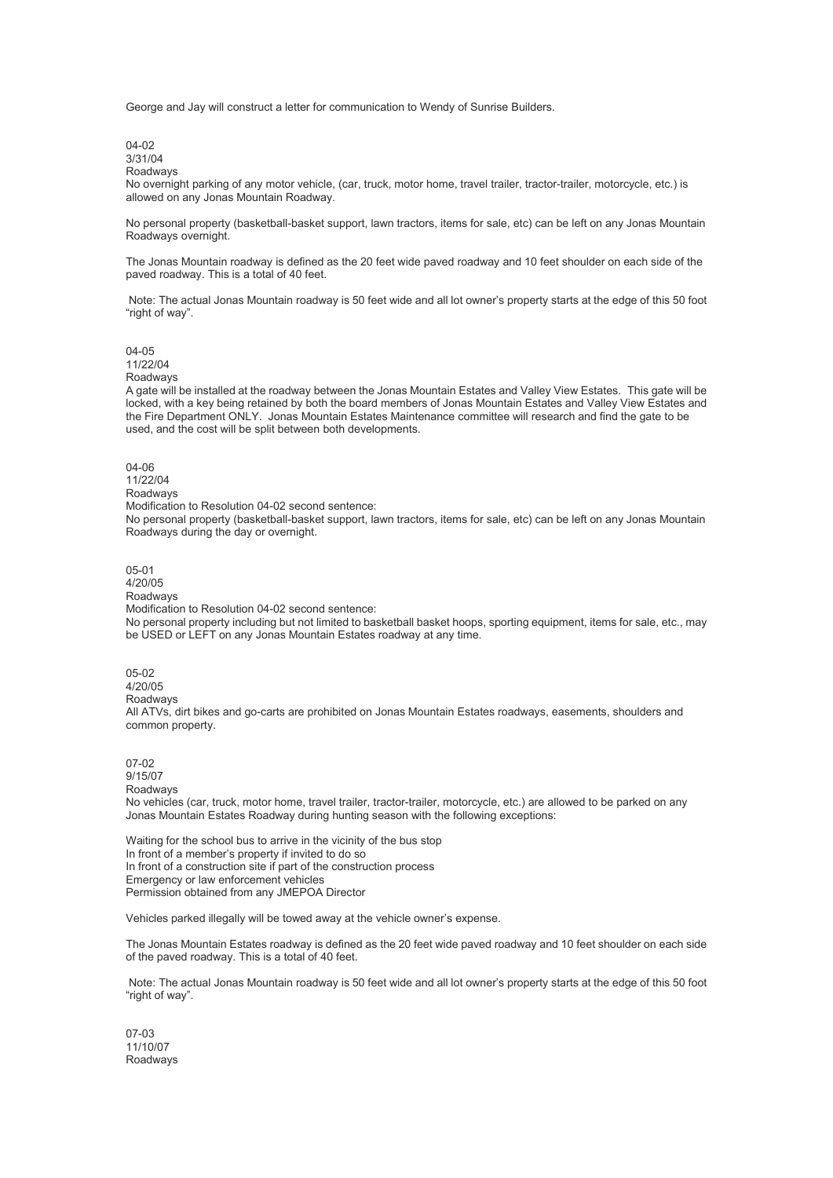George and Jay will construct a letter for communication to Wendy of Sunrise Builders.

04-02
3/31/04
Roadways
No overnight parking of any motor vehicle, (car, truck, motor home, travel trailer, tractor-trailer, motorcycle, etc.) is allowed on any Jonas Mountain Roadway.

No personal property (basketball-basket support, lawn tractors, items for sale, etc) can be left on any Jonas Mountain Roadways overnight.

The Jonas Mountain roadway is defined as the 20 feet wide paved roadway and 10 feet shoulder on each side of the paved roadway. This is a total of 40 feet.

Note: The actual Jonas Mountain roadway is 50 feet wide and all lot owner's property starts at the edge of this 50 foot "right of way".

04-05
11/22/04
Roadways
A gate will be installed at the roadway between the Jonas Mountain Estates and Valley View Estates. This gate will be locked, with a key being retained by both the board members of Jonas Mountain Estates and Valley View Estates and the Fire Department ONLY. Jonas Mountain Estates Maintenance committee will research and find the gate to be used, and the cost will be split between both developments.

04-06
11/22/04
Roadways
Modification to Resolution 04-02 second sentence:
No personal property (basketball-basket support, lawn tractors, items for sale, etc) can be left on any Jonas Mountain Roadways during the day or overnight.

05-01
4/20/05
Roadways
Modification to Resolution 04-02 second sentence:
No personal property including but not limited to basketball basket hoops, sporting equipment, items for sale, etc., may be USED or LEFT on any Jonas Mountain Estates roadway at any time.

05-02
4/20/05
Roadways
All ATVs, dirt bikes and go-carts are prohibited on Jonas Mountain Estates roadways, easements, shoulders and common property.

07-02
9/15/07
Roadways
No vehicles (car, truck, motor home, travel trailer, tractor-trailer, motorcycle, etc.) are allowed to be parked on any Jonas Mountain Estates Roadway during hunting season with the following exceptions:

Waiting for the school bus to arrive in the vicinity of the bus stop
In front of a member's property if invited to do so
In front of a construction site if part of the construction process
Emergency or law enforcement vehicles
Permission obtained from any JMEPOA Director

Vehicles parked illegally will be towed away at the vehicle owner's expense.

The Jonas Mountain Estates roadway is defined as the 20 feet wide paved roadway and 10 feet shoulder on each side of the paved roadway. This is a total of 40 feet.

Note: The actual Jonas Mountain roadway is 50 feet wide and all lot owner's property starts at the edge of this 50 foot "right of way".

07-03
11/10/07
Roadways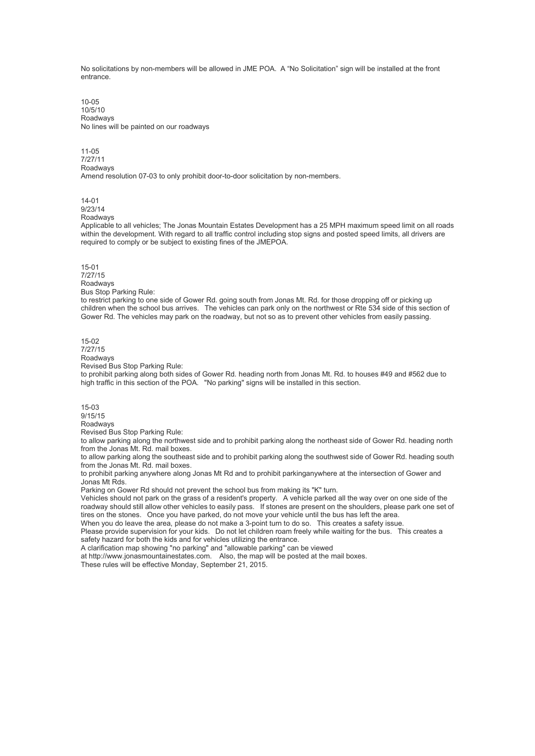No solicitations by non-members will be allowed in JME POA. A "No Solicitation" sign will be installed at the front entrance.

10-05
10/5/10
Roadways
No lines will be painted on our roadways

11-05
7/27/11
Roadways
Amend resolution 07-03 to only prohibit door-to-door solicitation by non-members.

14-01
9/23/14
Roadways
Applicable to all vehicles; The Jonas Mountain Estates Development has a 25 MPH maximum speed limit on all roads within the development. With regard to all traffic control including stop signs and posted speed limits, all drivers are required to comply or be subject to existing fines of the JMEPOA.

15-01
7/27/15
Roadways
Bus Stop Parking Rule:
to restrict parking to one side of Gower Rd. going south from Jonas Mt. Rd. for those dropping off or picking up children when the school bus arrives. The vehicles can park only on the northwest or Rte 534 side of this section of Gower Rd. The vehicles may park on the roadway, but not so as to prevent other vehicles from easily passing.

15-02
7/27/15
Roadways
Revised Bus Stop Parking Rule:
to prohibit parking along both sides of Gower Rd. heading north from Jonas Mt. Rd. to houses #49 and #562 due to high traffic in this section of the POA. "No parking" signs will be installed in this section.

15-03
9/15/15
Roadways
Revised Bus Stop Parking Rule:
to allow parking along the northwest side and to prohibit parking along the northeast side of Gower Rd. heading north from the Jonas Mt. Rd. mail boxes.
to allow parking along the southeast side and to prohibit parking along the southwest side of Gower Rd. heading south from the Jonas Mt. Rd. mail boxes.
to prohibit parking anywhere along Jonas Mt Rd and to prohibit parkinganywhere at the intersection of Gower and Jonas Mt Rds.
Parking on Gower Rd should not prevent the school bus from making its "K" turn.
Vehicles should not park on the grass of a resident's property. A vehicle parked all the way over on one side of the roadway should still allow other vehicles to easily pass. If stones are present on the shoulders, please park one set of tires on the stones. Once you have parked, do not move your vehicle until the bus has left the area.
When you do leave the area, please do not make a 3-point turn to do so. This creates a safety issue.
Please provide supervision for your kids. Do not let children roam freely while waiting for the bus. This creates a safety hazard for both the kids and for vehicles utilizing the entrance.
A clarification map showing "no parking" and "allowable parking" can be viewed
at http://www.jonasmountainestates.com. Also, the map will be posted at the mail boxes.
These rules will be effective Monday, September 21, 2015.